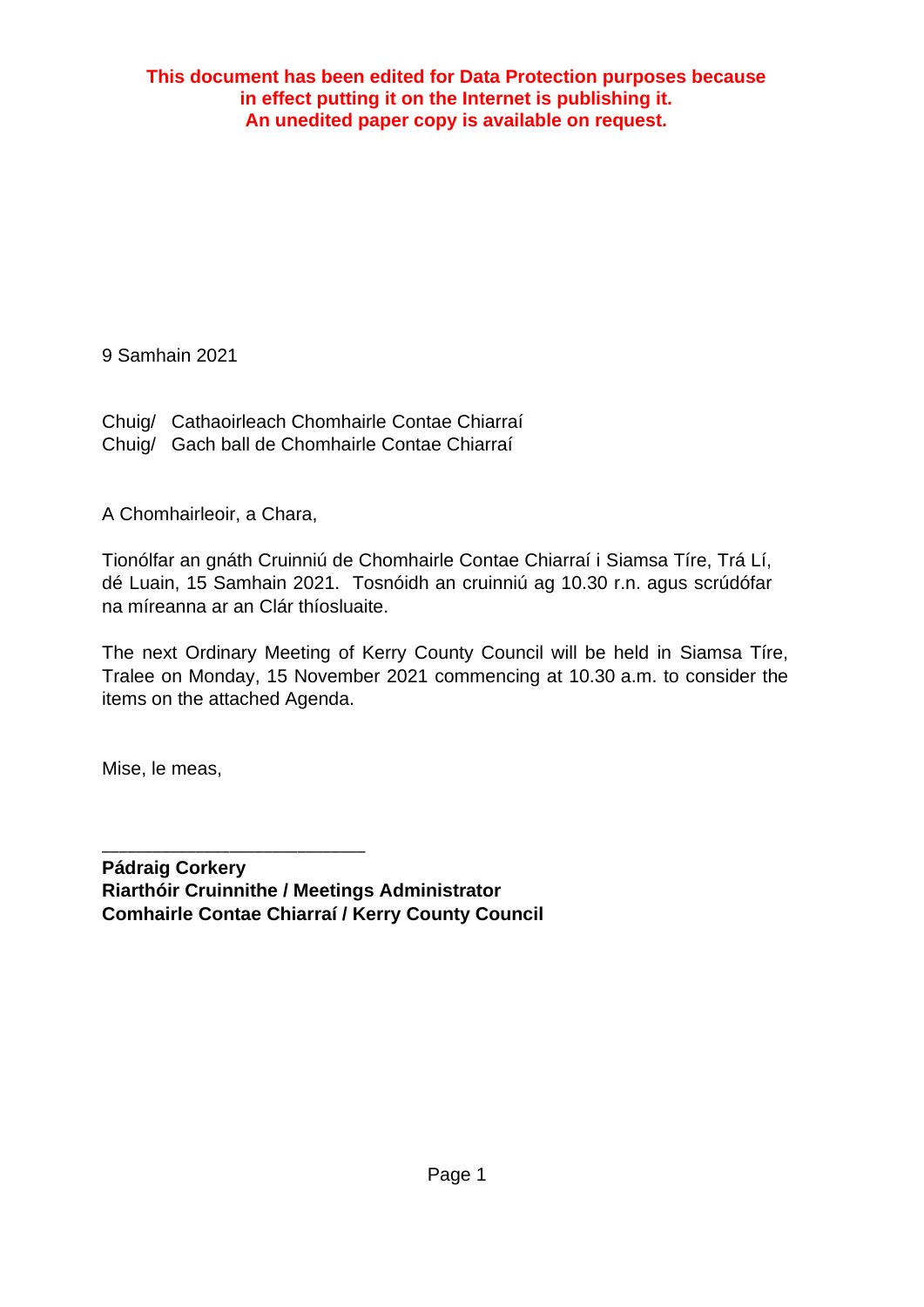**This document has been edited for Data Protection purposes because in effect putting it on the Internet is publishing it. An unedited paper copy is available on request.**

9 Samhain 2021

Chuig/ Cathaoirleach Chomhairle Contae Chiarraí
Chuig/ Gach ball de Chomhairle Contae Chiarraí

A Chomhairleoir, a Chara,

Tionólfar an gnáth Cruinniú de Chomhairle Contae Chiarraí i Siamsa Tíre, Trá Lí, dé Luain, 15 Samhain 2021. Tosnóidh an cruinniú ag 10.30 r.n. agus scrúdófar na míreanna ar an Clár thíosluaite.

The next Ordinary Meeting of Kerry County Council will be held in Siamsa Tíre, Tralee on Monday, 15 November 2021 commencing at 10.30 a.m. to consider the items on the attached Agenda.

Mise, le meas,

\_\_\_\_\_\_\_\_\_\_\_\_\_\_\_\_\_\_\_\_\_\_\_\_\_

**Pádraig Corkery**
**Riarthóir Cruinnithe / Meetings Administrator**
**Comhairle Contae Chiarraí / Kerry County Council**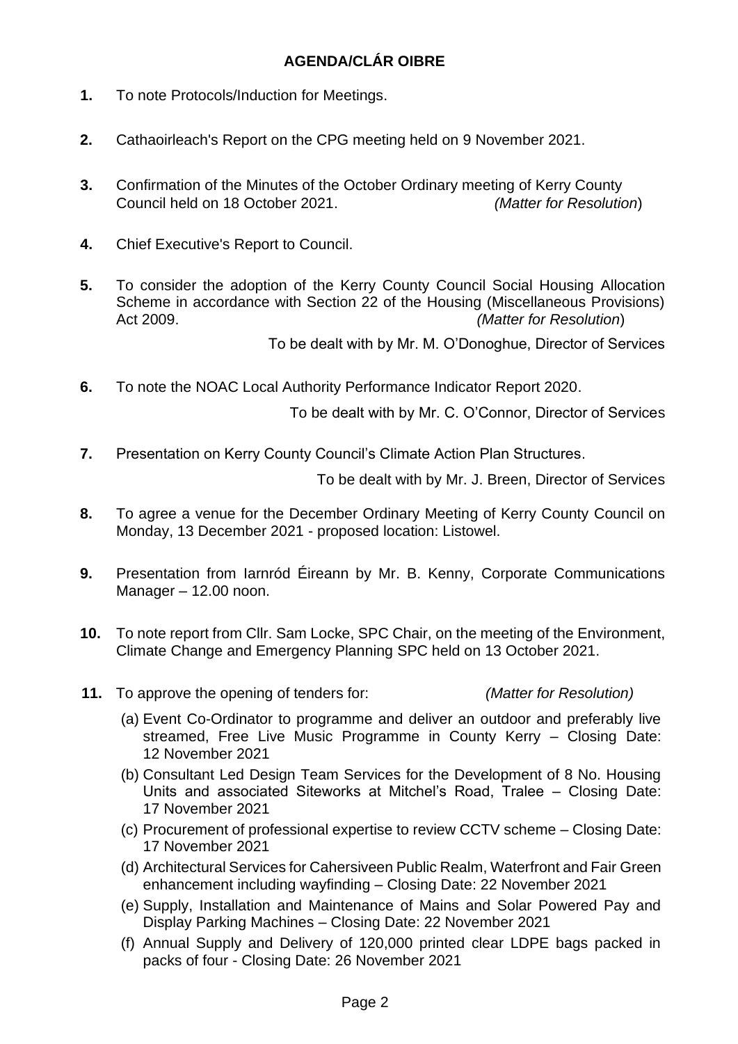# AGENDA/CLÁR OIBRE

**1.** To note Protocols/Induction for Meetings.

**2.** Cathaoirleach's Report on the CPG meeting held on 9 November 2021.

**3.** Confirmation of the Minutes of the October Ordinary meeting of Kerry County Council held on 18 October 2021. *(Matter for Resolution)*

**4.** Chief Executive's Report to Council.

**5.** To consider the adoption of the Kerry County Council Social Housing Allocation Scheme in accordance with Section 22 of the Housing (Miscellaneous Provisions) Act 2009. *(Matter for Resolution)*

To be dealt with by Mr. M. O'Donoghue, Director of Services

**6.** To note the NOAC Local Authority Performance Indicator Report 2020.

To be dealt with by Mr. C. O'Connor, Director of Services

**7.** Presentation on Kerry County Council's Climate Action Plan Structures.

To be dealt with by Mr. J. Breen, Director of Services

**8.** To agree a venue for the December Ordinary Meeting of Kerry County Council on Monday, 13 December 2021 - proposed location: Listowel.

**9.** Presentation from Iarnród Éireann by Mr. B. Kenny, Corporate Communications Manager – 12.00 noon.

**10.** To note report from Cllr. Sam Locke, SPC Chair, on the meeting of the Environment, Climate Change and Emergency Planning SPC held on 13 October 2021.

**11.** To approve the opening of tenders for: *(Matter for Resolution)*

(a) Event Co-Ordinator to programme and deliver an outdoor and preferably live streamed, Free Live Music Programme in County Kerry – Closing Date: 12 November 2021

(b) Consultant Led Design Team Services for the Development of 8 No. Housing Units and associated Siteworks at Mitchel's Road, Tralee – Closing Date: 17 November 2021

(c) Procurement of professional expertise to review CCTV scheme – Closing Date: 17 November 2021

(d) Architectural Services for Cahersiveen Public Realm, Waterfront and Fair Green enhancement including wayfinding – Closing Date: 22 November 2021

(e) Supply, Installation and Maintenance of Mains and Solar Powered Pay and Display Parking Machines – Closing Date: 22 November 2021

(f) Annual Supply and Delivery of 120,000 printed clear LDPE bags packed in packs of four - Closing Date: 26 November 2021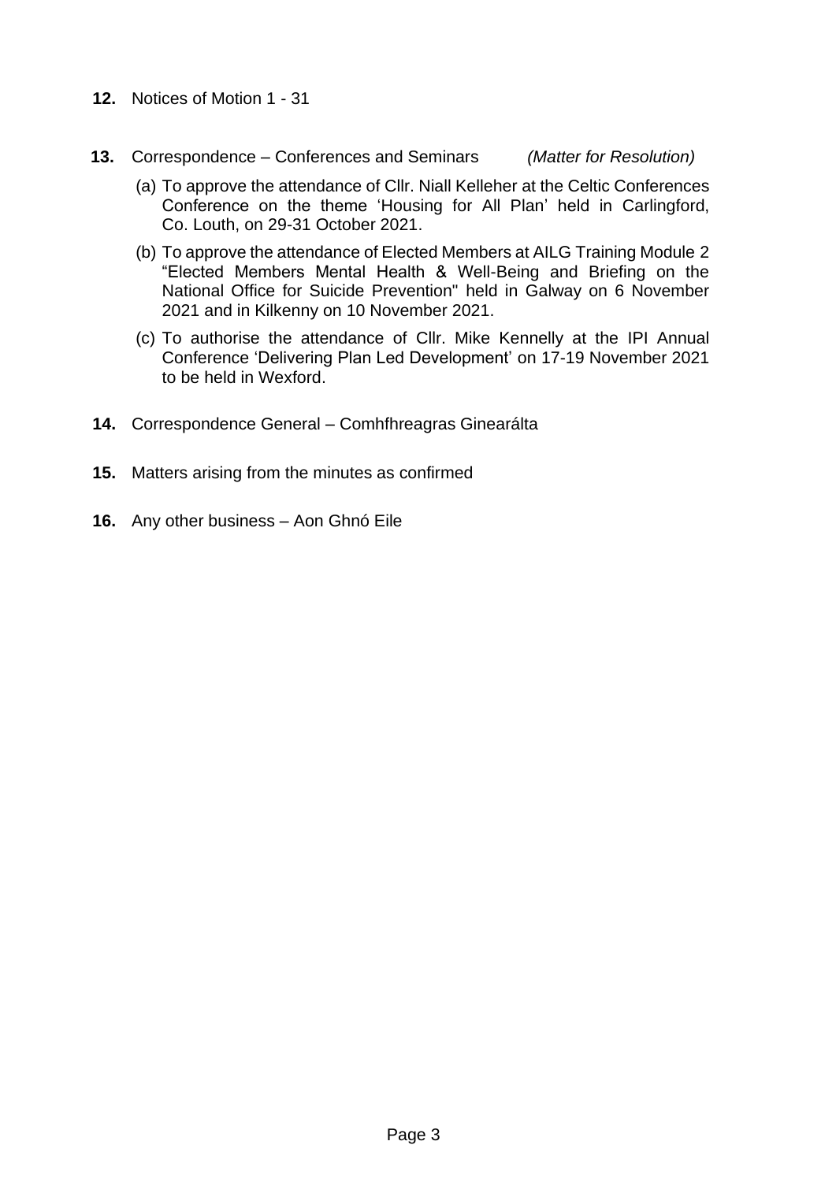**12.** Notices of Motion 1 - 31

**13.** Correspondence – Conferences and Seminars *(Matter for Resolution)*

(a) To approve the attendance of Cllr. Niall Kelleher at the Celtic Conferences Conference on the theme 'Housing for All Plan' held in Carlingford, Co. Louth, on 29-31 October 2021.

(b) To approve the attendance of Elected Members at AILG Training Module 2 "Elected Members Mental Health & Well-Being and Briefing on the National Office for Suicide Prevention" held in Galway on 6 November 2021 and in Kilkenny on 10 November 2021.

(c) To authorise the attendance of Cllr. Mike Kennelly at the IPI Annual Conference 'Delivering Plan Led Development' on 17-19 November 2021 to be held in Wexford.

**14.** Correspondence General – Comhfhreagras Ginearálta

**15.** Matters arising from the minutes as confirmed

**16.** Any other business – Aon Ghnó Eile